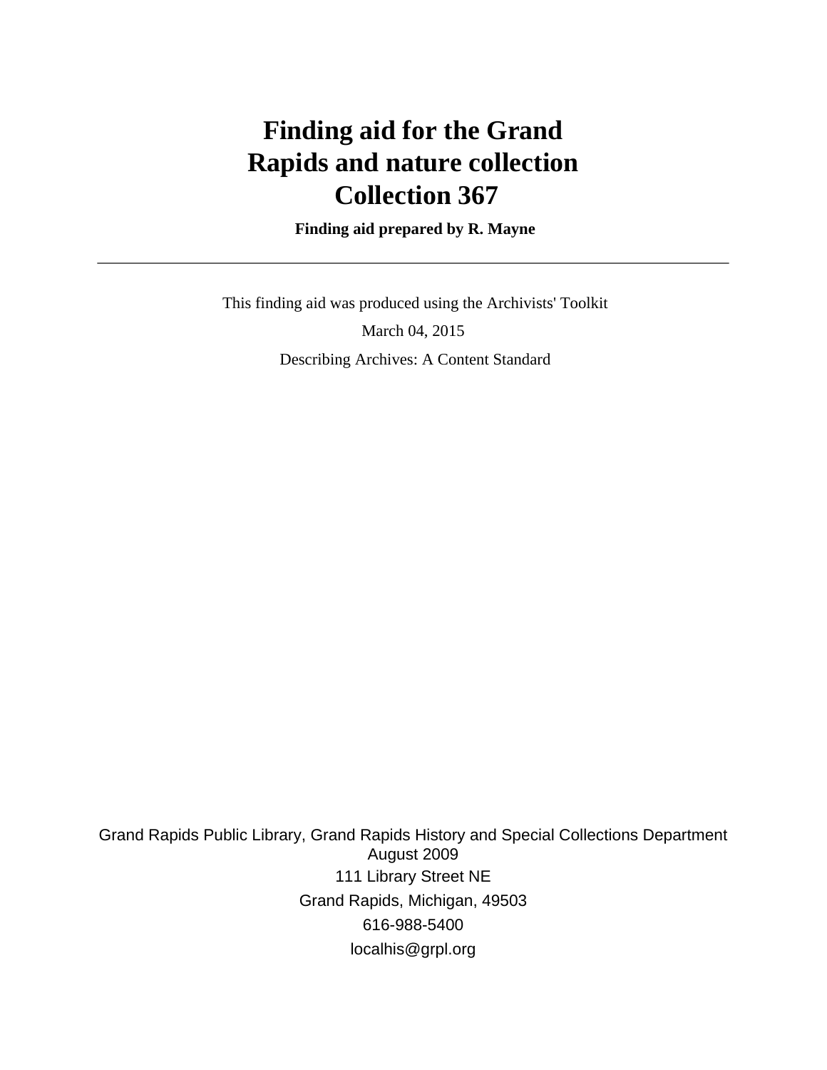# Finding aid for the Grand Rapids and nature collection Collection 367

**Finding aid prepared by R. Mayne**

---

This finding aid was produced using the Archivists' Toolkit

March 04, 2015

Describing Archives: A Content Standard

Grand Rapids Public Library, Grand Rapids History and Special Collections Department
August 2009

111 Library Street NE

Grand Rapids, Michigan, 49503

616-988-5400

localhis@grpl.org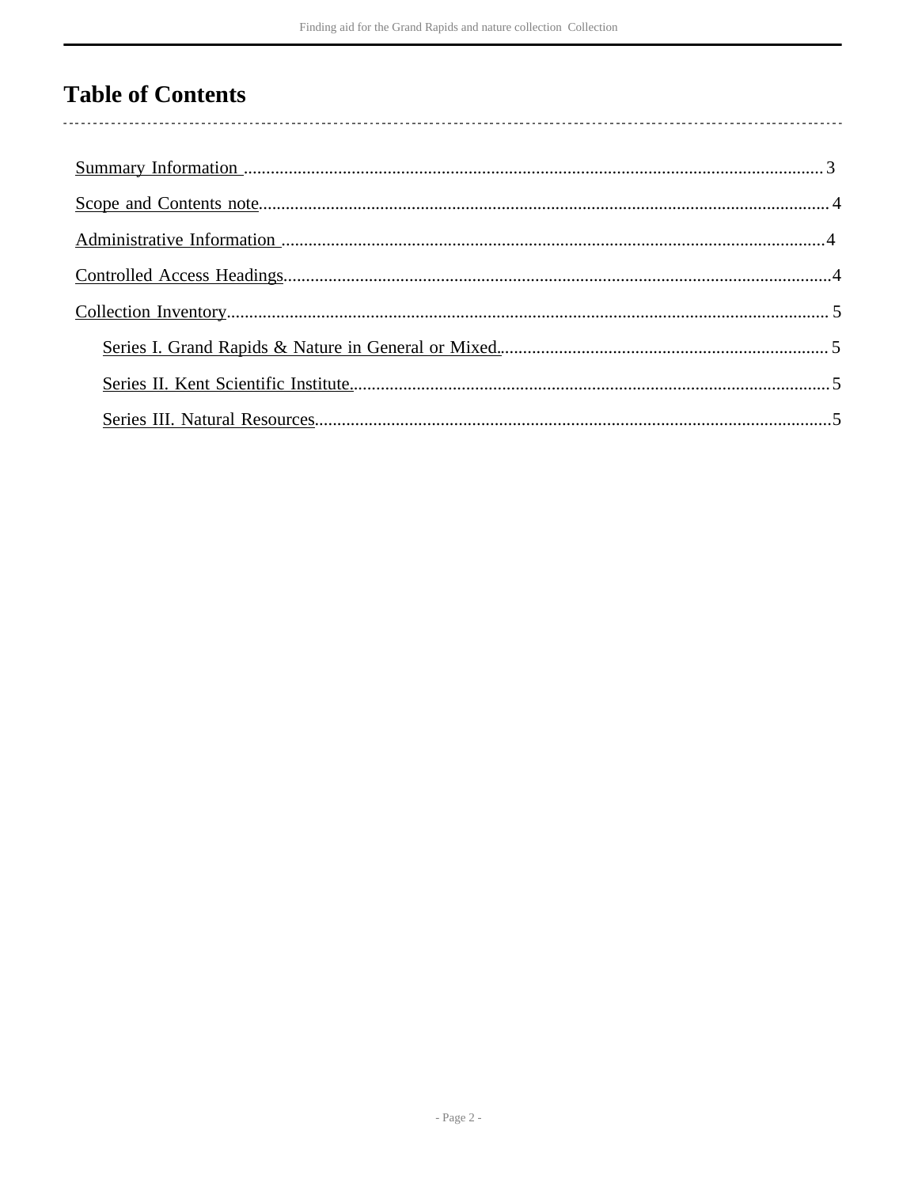# Table of Contents

Summary Information .................................................................................................................................3

Scope and Contents note............................................................................................................................. 4

Administrative Information .........................................................................................................................4

Controlled Access Headings.........................................................................................................................4

Collection Inventory..................................................................................................................................... 5

- Series I. Grand Rapids & Nature in General or Mixed......................................................................... 5
- Series II. Kent Scientific Institute..........................................................................................................5
- Series III. Natural Resources..................................................................................................................5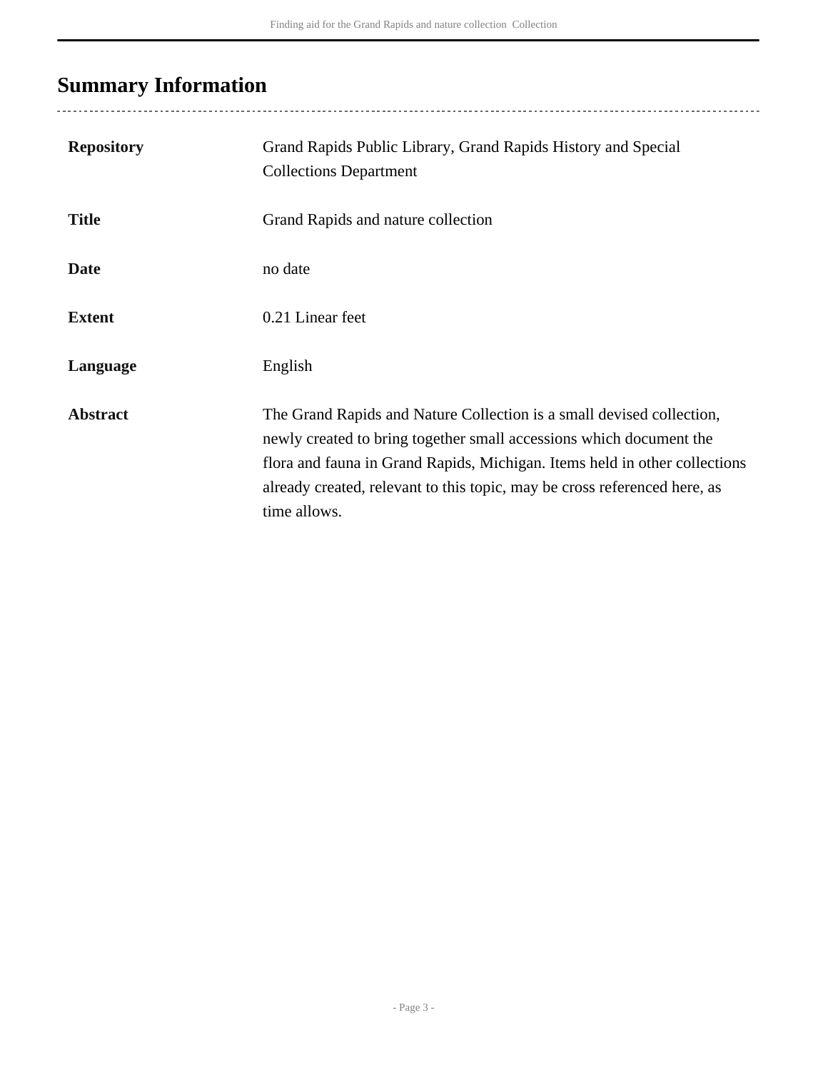## Summary Information

| | |
|---|---|
| **Repository** | Grand Rapids Public Library, Grand Rapids History and Special Collections Department |
| **Title** | Grand Rapids and nature collection |
| **Date** | no date |
| **Extent** | 0.21 Linear feet |
| **Language** | English |
| **Abstract** | The Grand Rapids and Nature Collection is a small devised collection, newly created to bring together small accessions which document the flora and fauna in Grand Rapids, Michigan. Items held in other collections already created, relevant to this topic, may be cross referenced here, as time allows. |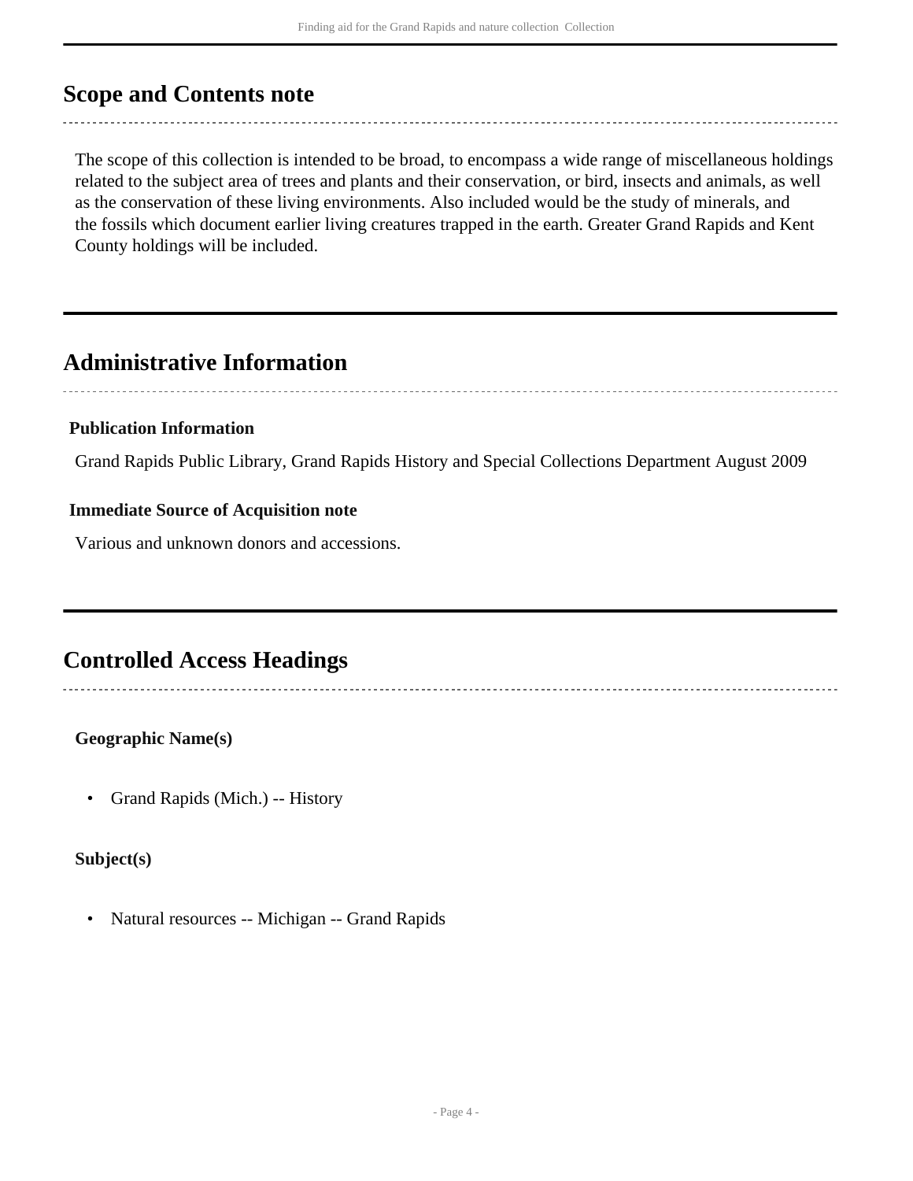## Scope and Contents note

The scope of this collection is intended to be broad, to encompass a wide range of miscellaneous holdings related to the subject area of trees and plants and their conservation, or bird, insects and animals, as well as the conservation of these living environments. Also included would be the study of minerals, and the fossils which document earlier living creatures trapped in the earth. Greater Grand Rapids and Kent County holdings will be included.

## Administrative Information

### Publication Information

Grand Rapids Public Library, Grand Rapids History and Special Collections Department August 2009

### Immediate Source of Acquisition note

Various and unknown donors and accessions.

## Controlled Access Headings

### Geographic Name(s)

- Grand Rapids (Mich.) -- History

### Subject(s)

- Natural resources -- Michigan -- Grand Rapids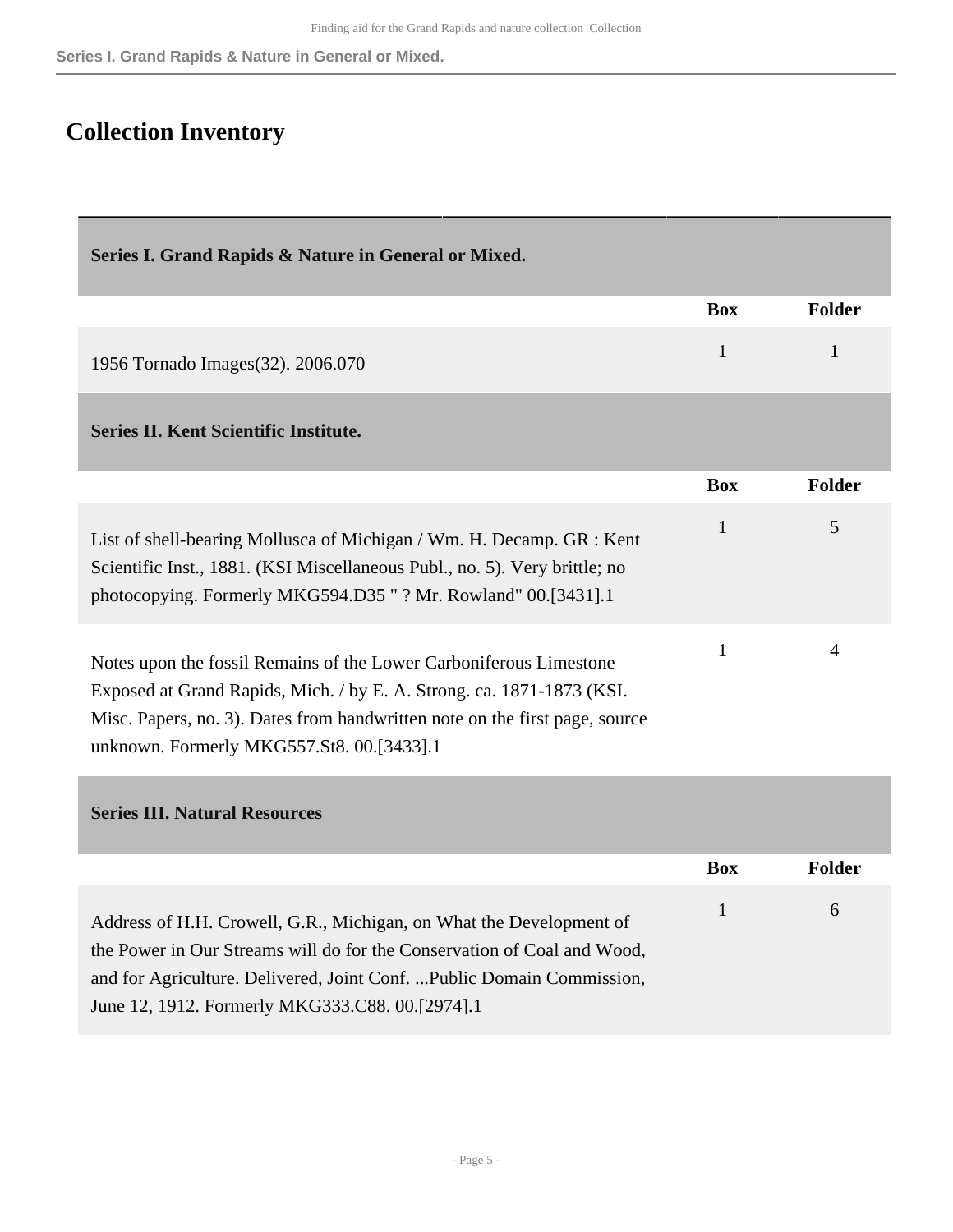## Collection Inventory

### Series I. Grand Rapids & Nature in General or Mixed.

| | Box | Folder |
|---|---|---|
| 1956 Tornado Images(32). 2006.070 | 1 | 1 |

### Series II. Kent Scientific Institute.

| | Box | Folder |
|---|---|---|
| List of shell-bearing Mollusca of Michigan / Wm. H. Decamp. GR : Kent Scientific Inst., 1881. (KSI Miscellaneous Publ., no. 5). Very brittle; no photocopying. Formerly MKG594.D35 " ? Mr. Rowland" 00.[3431].1 | 1 | 5 |
| Notes upon the fossil Remains of the Lower Carboniferous Limestone Exposed at Grand Rapids, Mich. / by E. A. Strong. ca. 1871-1873 (KSI. Misc. Papers, no. 3). Dates from handwritten note on the first page, source unknown. Formerly MKG557.St8. 00.[3433].1 | 1 | 4 |

### Series III. Natural Resources

| | Box | Folder |
|---|---|---|
| Address of H.H. Crowell, G.R., Michigan, on What the Development of the Power in Our Streams will do for the Conservation of Coal and Wood, and for Agriculture. Delivered, Joint Conf. ...Public Domain Commission, June 12, 1912. Formerly MKG333.C88. 00.[2974].1 | 1 | 6 |